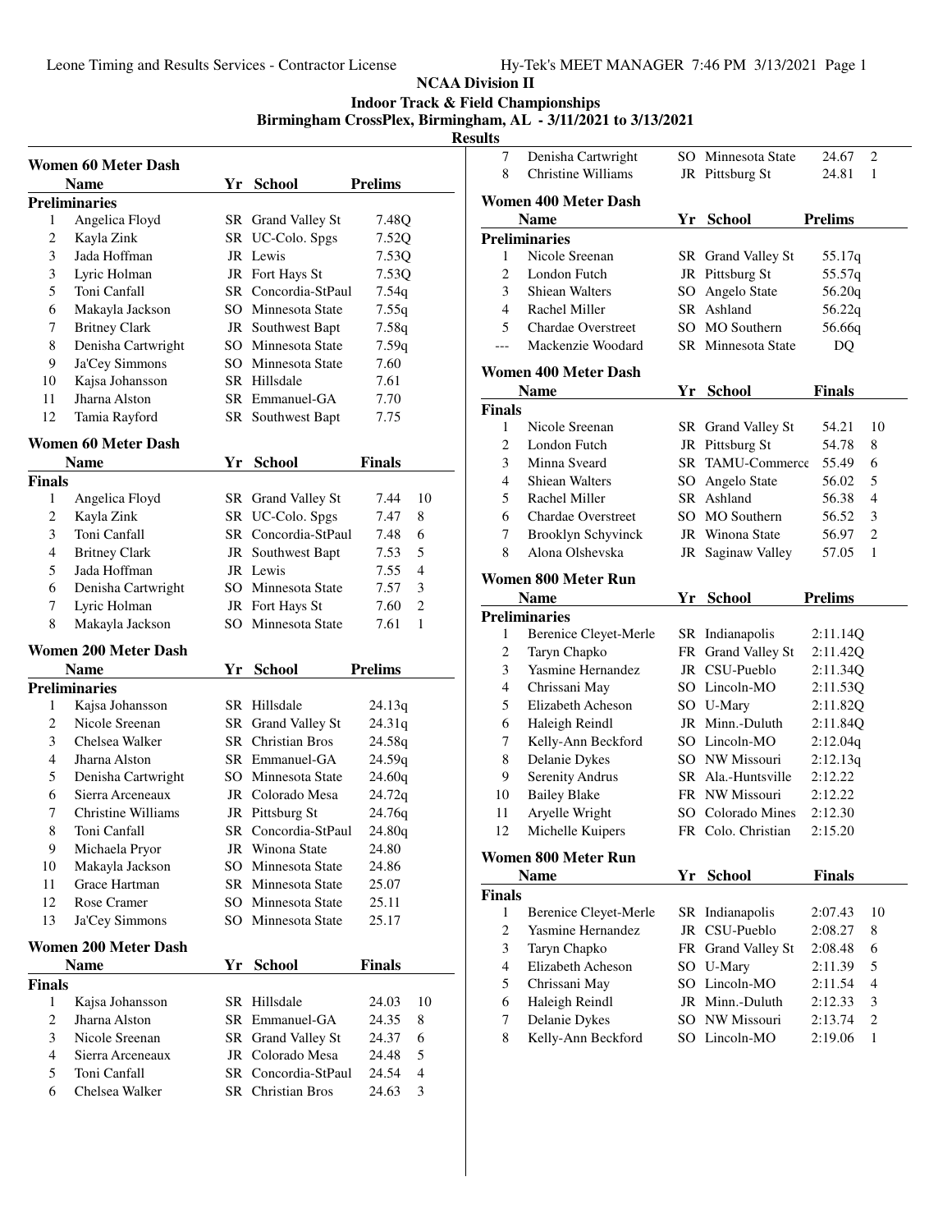**NCAA Division II**

**Indoor Track & Field Championships**

**Birmingham CrossPlex, Birmingham, AL - 3/11/2021 to 3/13/2021**

**Results**

### Women 60 Meter Dash

**Preliminaries**

| | Name | Yr | School | Prelims |
|---|---|---|---|---|
| 1 | Angelica Floyd | SR | Grand Valley St | 7.48Q |
| 2 | Kayla Zink | SR | UC-Colo. Spgs | 7.52Q |
| 3 | Jada Hoffman | JR | Lewis | 7.53Q |
| 3 | Lyric Holman | JR | Fort Hays St | 7.53Q |
| 5 | Toni Canfall | SR | Concordia-StPaul | 7.54q |
| 6 | Makayla Jackson | SO | Minnesota State | 7.55q |
| 7 | Britney Clark | JR | Southwest Bapt | 7.58q |
| 8 | Denisha Cartwright | SO | Minnesota State | 7.59q |
| 9 | Ja'Cey Simmons | SO | Minnesota State | 7.60 |
| 10 | Kajsa Johansson | SR | Hillsdale | 7.61 |
| 11 | Jharna Alston | SR | Emmanuel-GA | 7.70 |
| 12 | Tamia Rayford | SR | Southwest Bapt | 7.75 |

### Women 60 Meter Dash

**Finals**

| | Name | Yr | School | Finals | |
|---|---|---|---|---|---|
| 1 | Angelica Floyd | SR | Grand Valley St | 7.44 | 10 |
| 2 | Kayla Zink | SR | UC-Colo. Spgs | 7.47 | 8 |
| 3 | Toni Canfall | SR | Concordia-StPaul | 7.48 | 6 |
| 4 | Britney Clark | JR | Southwest Bapt | 7.53 | 5 |
| 5 | Jada Hoffman | JR | Lewis | 7.55 | 4 |
| 6 | Denisha Cartwright | SO | Minnesota State | 7.57 | 3 |
| 7 | Lyric Holman | JR | Fort Hays St | 7.60 | 2 |
| 8 | Makayla Jackson | SO | Minnesota State | 7.61 | 1 |

### Women 200 Meter Dash

**Preliminaries**

| | Name | Yr | School | Prelims |
|---|---|---|---|---|
| 1 | Kajsa Johansson | SR | Hillsdale | 24.13q |
| 2 | Nicole Sreenan | SR | Grand Valley St | 24.31q |
| 3 | Chelsea Walker | SR | Christian Bros | 24.58q |
| 4 | Jharna Alston | SR | Emmanuel-GA | 24.59q |
| 5 | Denisha Cartwright | SO | Minnesota State | 24.60q |
| 6 | Sierra Arceneaux | JR | Colorado Mesa | 24.72q |
| 7 | Christine Williams | JR | Pittsburg St | 24.76q |
| 8 | Toni Canfall | SR | Concordia-StPaul | 24.80q |
| 9 | Michaela Pryor | JR | Winona State | 24.80 |
| 10 | Makayla Jackson | SO | Minnesota State | 24.86 |
| 11 | Grace Hartman | SR | Minnesota State | 25.07 |
| 12 | Rose Cramer | SO | Minnesota State | 25.11 |
| 13 | Ja'Cey Simmons | SO | Minnesota State | 25.17 |

### Women 200 Meter Dash

**Finals**

| | Name | Yr | School | Finals | |
|---|---|---|---|---|---|
| 1 | Kajsa Johansson | SR | Hillsdale | 24.03 | 10 |
| 2 | Jharna Alston | SR | Emmanuel-GA | 24.35 | 8 |
| 3 | Nicole Sreenan | SR | Grand Valley St | 24.37 | 6 |
| 4 | Sierra Arceneaux | JR | Colorado Mesa | 24.48 | 5 |
| 5 | Toni Canfall | SR | Concordia-StPaul | 24.54 | 4 |
| 6 | Chelsea Walker | SR | Christian Bros | 24.63 | 3 |
| 7 | Denisha Cartwright | SO | Minnesota State | 24.67 | 2 |
| 8 | Christine Williams | JR | Pittsburg St | 24.81 | 1 |

### Women 400 Meter Dash

**Preliminaries**

| | Name | Yr | School | Prelims |
|---|---|---|---|---|
| 1 | Nicole Sreenan | SR | Grand Valley St | 55.17q |
| 2 | London Futch | JR | Pittsburg St | 55.57q |
| 3 | Shiean Walters | SO | Angelo State | 56.20q |
| 4 | Rachel Miller | SR | Ashland | 56.22q |
| 5 | Chardae Overstreet | SO | MO Southern | 56.66q |
| --- | Mackenzie Woodard | SR | Minnesota State | DQ |

### Women 400 Meter Dash

**Finals**

| | Name | Yr | School | Finals | |
|---|---|---|---|---|---|
| 1 | Nicole Sreenan | SR | Grand Valley St | 54.21 | 10 |
| 2 | London Futch | JR | Pittsburg St | 54.78 | 8 |
| 3 | Minna Sveard | SR | TAMU-Commerce | 55.49 | 6 |
| 4 | Shiean Walters | SO | Angelo State | 56.02 | 5 |
| 5 | Rachel Miller | SR | Ashland | 56.38 | 4 |
| 6 | Chardae Overstreet | SO | MO Southern | 56.52 | 3 |
| 7 | Brooklyn Schyvinck | JR | Winona State | 56.97 | 2 |
| 8 | Alona Olshevska | JR | Saginaw Valley | 57.05 | 1 |

### Women 800 Meter Run

**Preliminaries**

| | Name | Yr | School | Prelims |
|---|---|---|---|---|
| 1 | Berenice Cleyet-Merle | SR | Indianapolis | 2:11.14Q |
| 2 | Taryn Chapko | FR | Grand Valley St | 2:11.42Q |
| 3 | Yasmine Hernandez | JR | CSU-Pueblo | 2:11.34Q |
| 4 | Chrissani May | SO | Lincoln-MO | 2:11.53Q |
| 5 | Elizabeth Acheson | SO | U-Mary | 2:11.82Q |
| 6 | Haleigh Reindl | JR | Minn.-Duluth | 2:11.84Q |
| 7 | Kelly-Ann Beckford | SO | Lincoln-MO | 2:12.04q |
| 8 | Delanie Dykes | SO | NW Missouri | 2:12.13q |
| 9 | Serenity Andrus | SR | Ala.-Huntsville | 2:12.22 |
| 10 | Bailey Blake | FR | NW Missouri | 2:12.22 |
| 11 | Aryelle Wright | SO | Colorado Mines | 2:12.30 |
| 12 | Michelle Kuipers | FR | Colo. Christian | 2:15.20 |

### Women 800 Meter Run

**Finals**

| | Name | Yr | School | Finals | |
|---|---|---|---|---|---|
| 1 | Berenice Cleyet-Merle | SR | Indianapolis | 2:07.43 | 10 |
| 2 | Yasmine Hernandez | JR | CSU-Pueblo | 2:08.27 | 8 |
| 3 | Taryn Chapko | FR | Grand Valley St | 2:08.48 | 6 |
| 4 | Elizabeth Acheson | SO | U-Mary | 2:11.39 | 5 |
| 5 | Chrissani May | SO | Lincoln-MO | 2:11.54 | 4 |
| 6 | Haleigh Reindl | JR | Minn.-Duluth | 2:12.33 | 3 |
| 7 | Delanie Dykes | SO | NW Missouri | 2:13.74 | 2 |
| 8 | Kelly-Ann Beckford | SO | Lincoln-MO | 2:19.06 | 1 |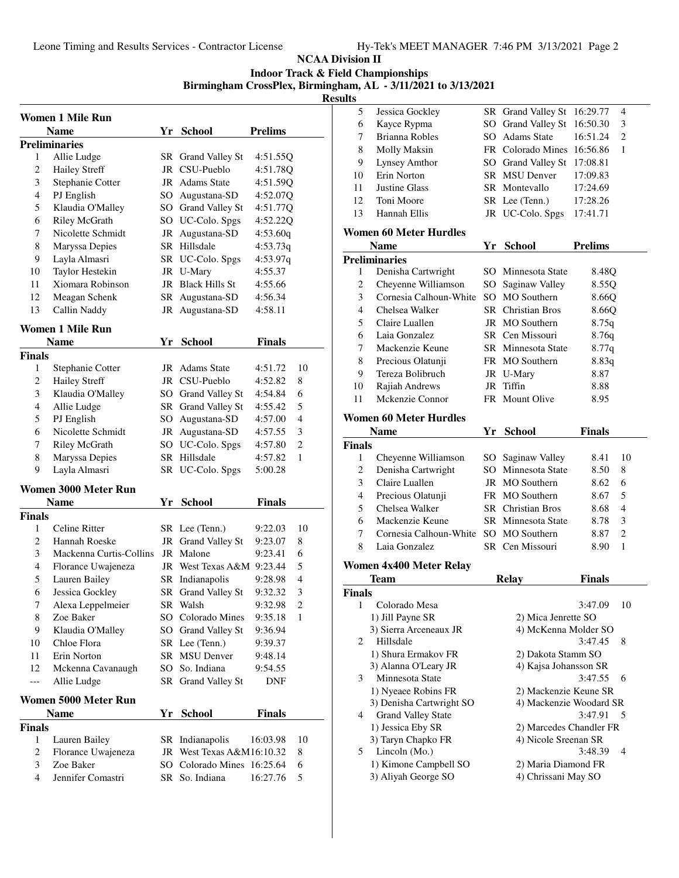## NCAA Division II

### Indoor Track & Field Championships

### Birmingham CrossPlex, Birmingham, AL - 3/11/2021 to 3/13/2021

### Results

#### Women 1 Mile Run

| | Name | Yr | School | Prelims |
|---|---|---|---|---|
| **Preliminaries** | | | | |
| 1 | Allie Ludge | SR | Grand Valley St | 4:51.55Q |
| 2 | Hailey Streff | JR | CSU-Pueblo | 4:51.78Q |
| 3 | Stephanie Cotter | JR | Adams State | 4:51.59Q |
| 4 | PJ English | SO | Augustana-SD | 4:52.07Q |
| 5 | Klaudia O'Malley | SO | Grand Valley St | 4:51.77Q |
| 6 | Riley McGrath | SO | UC-Colo. Spgs | 4:52.22Q |
| 7 | Nicolette Schmidt | JR | Augustana-SD | 4:53.60q |
| 8 | Maryssa Depies | SR | Hillsdale | 4:53.73q |
| 9 | Layla Almasri | SR | UC-Colo. Spgs | 4:53.97q |
| 10 | Taylor Hestekin | JR | U-Mary | 4:55.37 |
| 11 | Xiomara Robinson | JR | Black Hills St | 4:55.66 |
| 12 | Meagan Schenk | SR | Augustana-SD | 4:56.34 |
| 13 | Callin Naddy | JR | Augustana-SD | 4:58.11 |

#### Women 1 Mile Run

| | Name | Yr | School | Finals | |
|---|---|---|---|---|---|
| **Finals** | | | | | |
| 1 | Stephanie Cotter | JR | Adams State | 4:51.72 | 10 |
| 2 | Hailey Streff | JR | CSU-Pueblo | 4:52.82 | 8 |
| 3 | Klaudia O'Malley | SO | Grand Valley St | 4:54.84 | 6 |
| 4 | Allie Ludge | SR | Grand Valley St | 4:55.42 | 5 |
| 5 | PJ English | SO | Augustana-SD | 4:57.00 | 4 |
| 6 | Nicolette Schmidt | JR | Augustana-SD | 4:57.55 | 3 |
| 7 | Riley McGrath | SO | UC-Colo. Spgs | 4:57.80 | 2 |
| 8 | Maryssa Depies | SR | Hillsdale | 4:57.82 | 1 |
| 9 | Layla Almasri | SR | UC-Colo. Spgs | 5:00.28 | |

#### Women 3000 Meter Run

| | Name | Yr | School | Finals | |
|---|---|---|---|---|---|
| **Finals** | | | | | |
| 1 | Celine Ritter | SR | Lee (Tenn.) | 9:22.03 | 10 |
| 2 | Hannah Roeske | JR | Grand Valley St | 9:23.07 | 8 |
| 3 | Mackenna Curtis-Collins | JR | Malone | 9:23.41 | 6 |
| 4 | Florance Uwajeneza | JR | West Texas A&M | 9:23.44 | 5 |
| 5 | Lauren Bailey | SR | Indianapolis | 9:28.98 | 4 |
| 6 | Jessica Gockley | SR | Grand Valley St | 9:32.32 | 3 |
| 7 | Alexa Leppelmeier | SR | Walsh | 9:32.98 | 2 |
| 8 | Zoe Baker | SO | Colorado Mines | 9:35.18 | 1 |
| 9 | Klaudia O'Malley | SO | Grand Valley St | 9:36.94 | |
| 10 | Chloe Flora | SR | Lee (Tenn.) | 9:39.37 | |
| 11 | Erin Norton | SR | MSU Denver | 9:48.14 | |
| 12 | Mckenna Cavanaugh | SO | So. Indiana | 9:54.55 | |
| --- | Allie Ludge | SR | Grand Valley St | DNF | |

#### Women 5000 Meter Run

| | Name | Yr | School | Finals | |
|---|---|---|---|---|---|
| **Finals** | | | | | |
| 1 | Lauren Bailey | SR | Indianapolis | 16:03.98 | 10 |
| 2 | Florance Uwajeneza | JR | West Texas A&M | 16:10.32 | 8 |
| 3 | Zoe Baker | SO | Colorado Mines | 16:25.64 | 6 |
| 4 | Jennifer Comastri | SR | So. Indiana | 16:27.76 | 5 |
| 5 | Jessica Gockley | SR | Grand Valley St | 16:29.77 | 4 |
| 6 | Kayce Rypma | SO | Grand Valley St | 16:50.30 | 3 |
| 7 | Brianna Robles | SO | Adams State | 16:51.24 | 2 |
| 8 | Molly Maksin | FR | Colorado Mines | 16:56.86 | 1 |
| 9 | Lynsey Amthor | SO | Grand Valley St | 17:08.81 | |
| 10 | Erin Norton | SR | MSU Denver | 17:09.83 | |
| 11 | Justine Glass | SR | Montevallo | 17:24.69 | |
| 12 | Toni Moore | SR | Lee (Tenn.) | 17:28.26 | |
| 13 | Hannah Ellis | JR | UC-Colo. Spgs | 17:41.71 | |

#### Women 60 Meter Hurdles

| | Name | Yr | School | Prelims |
|---|---|---|---|---|
| **Preliminaries** | | | | |
| 1 | Denisha Cartwright | SO | Minnesota State | 8.48Q |
| 2 | Cheyenne Williamson | SO | Saginaw Valley | 8.55Q |
| 3 | Cornesia Calhoun-White | SO | MO Southern | 8.66Q |
| 4 | Chelsea Walker | SR | Christian Bros | 8.66Q |
| 5 | Claire Luallen | JR | MO Southern | 8.75q |
| 6 | Laia Gonzalez | SR | Cen Missouri | 8.76q |
| 7 | Mackenzie Keune | SR | Minnesota State | 8.77q |
| 8 | Precious Olatunji | FR | MO Southern | 8.83q |
| 9 | Tereza Bolibruch | JR | U-Mary | 8.87 |
| 10 | Rajiah Andrews | JR | Tiffin | 8.88 |
| 11 | Mckenzie Connor | FR | Mount Olive | 8.95 |

#### Women 60 Meter Hurdles

| | Name | Yr | School | Finals | |
|---|---|---|---|---|---|
| **Finals** | | | | | |
| 1 | Cheyenne Williamson | SO | Saginaw Valley | 8.41 | 10 |
| 2 | Denisha Cartwright | SO | Minnesota State | 8.50 | 8 |
| 3 | Claire Luallen | JR | MO Southern | 8.62 | 6 |
| 4 | Precious Olatunji | FR | MO Southern | 8.67 | 5 |
| 5 | Chelsea Walker | SR | Christian Bros | 8.68 | 4 |
| 6 | Mackenzie Keune | SR | Minnesota State | 8.78 | 3 |
| 7 | Cornesia Calhoun-White | SO | MO Southern | 8.87 | 2 |
| 8 | Laia Gonzalez | SR | Cen Missouri | 8.90 | 1 |

#### Women 4x400 Meter Relay

| | Team | Relay | Finals | |
|---|---|---|---|---|
| **Finals** | | | | |
| 1 | Colorado Mesa | | 3:47.09 | 10 |
| | 1) Jill Payne SR | 2) Mica Jenrette SO | | |
| | 3) Sierra Arceneaux JR | 4) McKenna Molder SO | | |
| 2 | Hillsdale | | 3:47.45 | 8 |
| | 1) Shura Ermakov FR | 2) Dakota Stamm SO | | |
| | 3) Alanna O'Leary JR | 4) Kajsa Johansson SR | | |
| 3 | Minnesota State | | 3:47.55 | 6 |
| | 1) Nyeaee Robins FR | 2) Mackenzie Keune SR | | |
| | 3) Denisha Cartwright SO | 4) Mackenzie Woodard SR | | |
| 4 | Grand Valley State | | 3:47.91 | 5 |
| | 1) Jessica Eby SR | 2) Marcedes Chandler FR | | |
| | 3) Taryn Chapko FR | 4) Nicole Sreenan SR | | |
| 5 | Lincoln (Mo.) | | 3:48.39 | 4 |
| | 1) Kimone Campbell SO | 2) Maria Diamond FR | | |
| | 3) Aliyah George SO | 4) Chrissani May SO | | |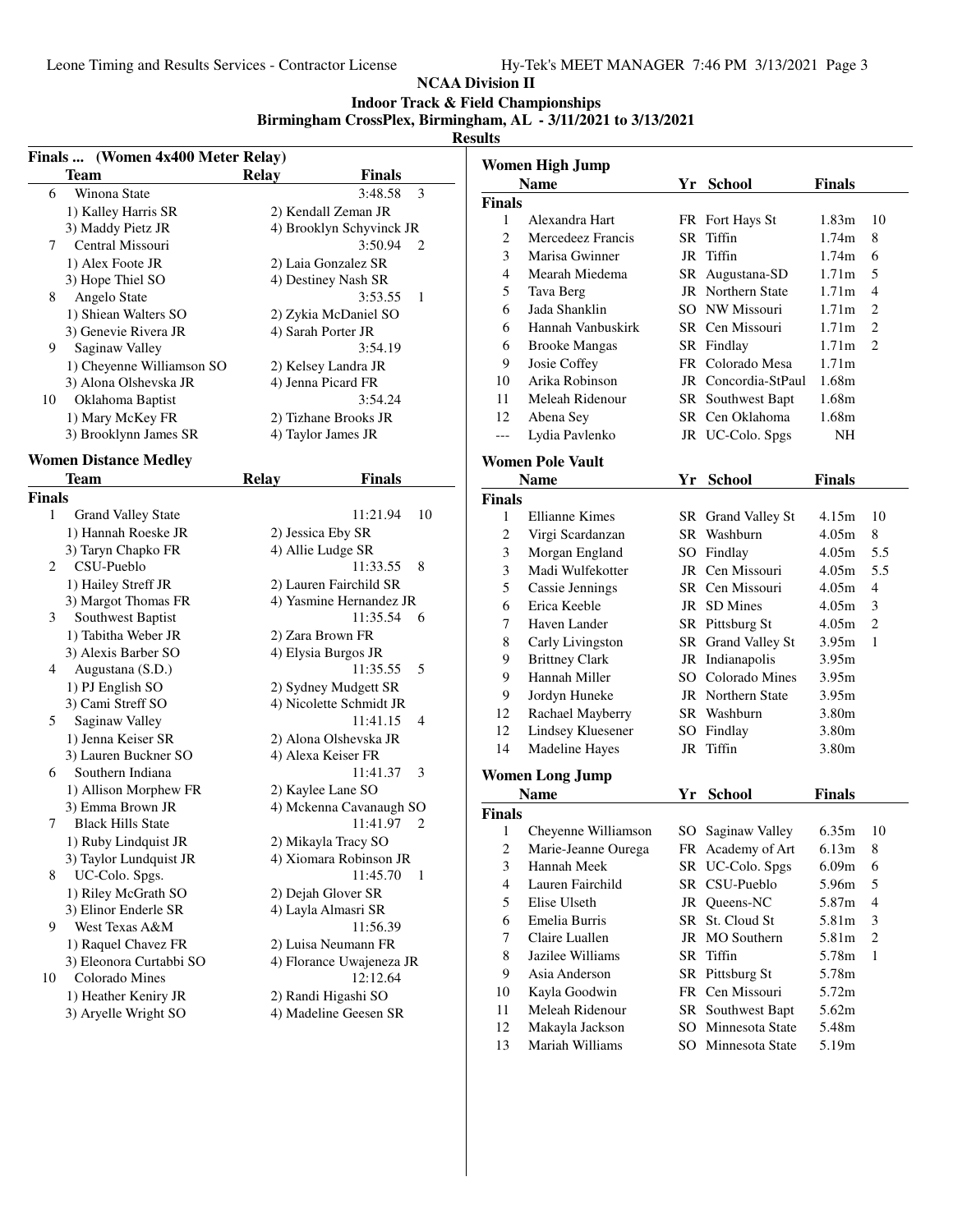**NCAA Division II**
**Indoor Track & Field Championships**
**Birmingham CrossPlex, Birmingham, AL - 3/11/2021 to 3/13/2021**
**Results**

### Finals ... (Women 4x400 Meter Relay)

| | Team | Relay | Finals | |
|---|---|---|---|---|
| 6 | Winona State | | 3:48.58 | 3 |
| | 1) Kalley Harris SR | 2) Kendall Zeman JR | | |
| | 3) Maddy Pietz JR | 4) Brooklyn Schyvinck JR | | |
| 7 | Central Missouri | | 3:50.94 | 2 |
| | 1) Alex Foote JR | 2) Laia Gonzalez SR | | |
| | 3) Hope Thiel SO | 4) Destiney Nash SR | | |
| 8 | Angelo State | | 3:53.55 | 1 |
| | 1) Shiean Walters SO | 2) Zykia McDaniel SO | | |
| | 3) Genevie Rivera JR | 4) Sarah Porter JR | | |
| 9 | Saginaw Valley | | 3:54.19 | |
| | 1) Cheyenne Williamson SO | 2) Kelsey Landra JR | | |
| | 3) Alona Olshevska JR | 4) Jenna Picard FR | | |
| 10 | Oklahoma Baptist | | 3:54.24 | |
| | 1) Mary McKey FR | 2) Tizhane Brooks JR | | |
| | 3) Brooklynn James SR | 4) Taylor James JR | | |

### Women Distance Medley

| | Team | Relay | Finals | |
|---|---|---|---|---|
| **Finals** | | | | |
| 1 | Grand Valley State | | 11:21.94 | 10 |
| | 1) Hannah Roeske JR | 2) Jessica Eby SR | | |
| | 3) Taryn Chapko FR | 4) Allie Ludge SR | | |
| 2 | CSU-Pueblo | | 11:33.55 | 8 |
| | 1) Hailey Streff JR | 2) Lauren Fairchild SR | | |
| | 3) Margot Thomas FR | 4) Yasmine Hernandez JR | | |
| 3 | Southwest Baptist | | 11:35.54 | 6 |
| | 1) Tabitha Weber JR | 2) Zara Brown FR | | |
| | 3) Alexis Barber SO | 4) Elysia Burgos JR | | |
| 4 | Augustana (S.D.) | | 11:35.55 | 5 |
| | 1) PJ English SO | 2) Sydney Mudgett SR | | |
| | 3) Cami Streff SO | 4) Nicolette Schmidt JR | | |
| 5 | Saginaw Valley | | 11:41.15 | 4 |
| | 1) Jenna Keiser SR | 2) Alona Olshevska JR | | |
| | 3) Lauren Buckner SO | 4) Alexa Keiser FR | | |
| 6 | Southern Indiana | | 11:41.37 | 3 |
| | 1) Allison Morphew FR | 2) Kaylee Lane SO | | |
| | 3) Emma Brown JR | 4) Mckenna Cavanaugh SO | | |
| 7 | Black Hills State | | 11:41.97 | 2 |
| | 1) Ruby Lindquist JR | 2) Mikayla Tracy SO | | |
| | 3) Taylor Lundquist JR | 4) Xiomara Robinson JR | | |
| 8 | UC-Colo. Spgs. | | 11:45.70 | 1 |
| | 1) Riley McGrath SO | 2) Dejah Glover SR | | |
| | 3) Elinor Enderle SR | 4) Layla Almasri SR | | |
| 9 | West Texas A&M | | 11:56.39 | |
| | 1) Raquel Chavez FR | 2) Luisa Neumann FR | | |
| | 3) Eleonora Curtabbi SO | 4) Florance Uwajeneza JR | | |
| 10 | Colorado Mines | | 12:12.64 | |
| | 1) Heather Keniry JR | 2) Randi Higashi SO | | |
| | 3) Aryelle Wright SO | 4) Madeline Geesen SR | | |

### Women High Jump

| | Name | Yr | School | Finals | |
|---|---|---|---|---|---|
| **Finals** | | | | | |
| 1 | Alexandra Hart | FR | Fort Hays St | 1.83m | 10 |
| 2 | Mercedeez Francis | SR | Tiffin | 1.74m | 8 |
| 3 | Marisa Gwinner | JR | Tiffin | 1.74m | 6 |
| 4 | Mearah Miedema | SR | Augustana-SD | 1.71m | 5 |
| 5 | Tava Berg | JR | Northern State | 1.71m | 4 |
| 6 | Jada Shanklin | SO | NW Missouri | 1.71m | 2 |
| 6 | Hannah Vanbuskirk | SR | Cen Missouri | 1.71m | 2 |
| 6 | Brooke Mangas | SR | Findlay | 1.71m | 2 |
| 9 | Josie Coffey | FR | Colorado Mesa | 1.71m | |
| 10 | Arika Robinson | JR | Concordia-StPaul | 1.68m | |
| 11 | Meleah Ridenour | SR | Southwest Bapt | 1.68m | |
| 12 | Abena Sey | SR | Cen Oklahoma | 1.68m | |
| --- | Lydia Pavlenko | JR | UC-Colo. Spgs | NH | |

### Women Pole Vault

| | Name | Yr | School | Finals | |
|---|---|---|---|---|---|
| **Finals** | | | | | |
| 1 | Ellianne Kimes | SR | Grand Valley St | 4.15m | 10 |
| 2 | Virgi Scardanzan | SR | Washburn | 4.05m | 8 |
| 3 | Morgan England | SO | Findlay | 4.05m | 5.5 |
| 3 | Madi Wulfekotter | JR | Cen Missouri | 4.05m | 5.5 |
| 5 | Cassie Jennings | SR | Cen Missouri | 4.05m | 4 |
| 6 | Erica Keeble | JR | SD Mines | 4.05m | 3 |
| 7 | Haven Lander | SR | Pittsburg St | 4.05m | 2 |
| 8 | Carly Livingston | SR | Grand Valley St | 3.95m | 1 |
| 9 | Brittney Clark | JR | Indianapolis | 3.95m | |
| 9 | Hannah Miller | SO | Colorado Mines | 3.95m | |
| 9 | Jordyn Huneke | JR | Northern State | 3.95m | |
| 12 | Rachael Mayberry | SR | Washburn | 3.80m | |
| 12 | Lindsey Kluesener | SO | Findlay | 3.80m | |
| 14 | Madeline Hayes | JR | Tiffin | 3.80m | |

### Women Long Jump

| | Name | Yr | School | Finals | |
|---|---|---|---|---|---|
| **Finals** | | | | | |
| 1 | Cheyenne Williamson | SO | Saginaw Valley | 6.35m | 10 |
| 2 | Marie-Jeanne Ourega | FR | Academy of Art | 6.13m | 8 |
| 3 | Hannah Meek | SR | UC-Colo. Spgs | 6.09m | 6 |
| 4 | Lauren Fairchild | SR | CSU-Pueblo | 5.96m | 5 |
| 5 | Elise Ulseth | JR | Queens-NC | 5.87m | 4 |
| 6 | Emelia Burris | SR | St. Cloud St | 5.81m | 3 |
| 7 | Claire Luallen | JR | MO Southern | 5.81m | 2 |
| 8 | Jazilee Williams | SR | Tiffin | 5.78m | 1 |
| 9 | Asia Anderson | SR | Pittsburg St | 5.78m | |
| 10 | Kayla Goodwin | FR | Cen Missouri | 5.72m | |
| 11 | Meleah Ridenour | SR | Southwest Bapt | 5.62m | |
| 12 | Makayla Jackson | SO | Minnesota State | 5.48m | |
| 13 | Mariah Williams | SO | Minnesota State | 5.19m | |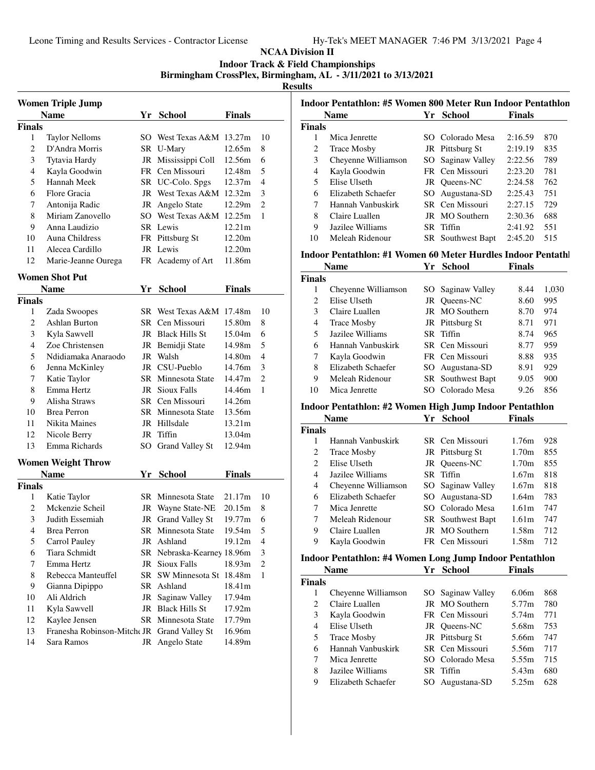# NCAA Division II

## Indoor Track & Field Championships

**Birmingham CrossPlex, Birmingham, AL - 3/11/2021 to 3/13/2021**

**Results**

### Women Triple Jump

| | Name | Yr | School | Finals | |
|---|---|---|---|---|---|
| **Finals** | | | | | |
| 1 | Taylor Nelloms | SO | West Texas A&M | 13.27m | 10 |
| 2 | D'Andra Morris | SR | U-Mary | 12.65m | 8 |
| 3 | Tytavia Hardy | JR | Mississippi Coll | 12.56m | 6 |
| 4 | Kayla Goodwin | FR | Cen Missouri | 12.48m | 5 |
| 5 | Hannah Meek | SR | UC-Colo. Spgs | 12.37m | 4 |
| 6 | Flore Gracia | JR | West Texas A&M | 12.32m | 3 |
| 7 | Antonija Radic | JR | Angelo State | 12.29m | 2 |
| 8 | Miriam Zanovello | SO | West Texas A&M | 12.25m | 1 |
| 9 | Anna Laudizio | SR | Lewis | 12.21m | |
| 10 | Auna Childress | FR | Pittsburg St | 12.20m | |
| 11 | Alecea Cardillo | JR | Lewis | 12.20m | |
| 12 | Marie-Jeanne Ourega | FR | Academy of Art | 11.86m | |

### Women Shot Put

| | Name | Yr | School | Finals | |
|---|---|---|---|---|---|
| **Finals** | | | | | |
| 1 | Zada Swoopes | SR | West Texas A&M | 17.48m | 10 |
| 2 | Ashlan Burton | SR | Cen Missouri | 15.80m | 8 |
| 3 | Kyla Sawvell | JR | Black Hills St | 15.04m | 6 |
| 4 | Zoe Christensen | JR | Bemidji State | 14.98m | 5 |
| 5 | Ndidiamaka Anaraodo | JR | Walsh | 14.80m | 4 |
| 6 | Jenna McKinley | JR | CSU-Pueblo | 14.76m | 3 |
| 7 | Katie Taylor | SR | Minnesota State | 14.47m | 2 |
| 8 | Emma Hertz | JR | Sioux Falls | 14.46m | 1 |
| 9 | Alisha Straws | SR | Cen Missouri | 14.26m | |
| 10 | Brea Perron | SR | Minnesota State | 13.56m | |
| 11 | Nikita Maines | JR | Hillsdale | 13.21m | |
| 12 | Nicole Berry | JR | Tiffin | 13.04m | |
| 13 | Emma Richards | SO | Grand Valley St | 12.94m | |

### Women Weight Throw

| | Name | Yr | School | Finals | |
|---|---|---|---|---|---|
| **Finals** | | | | | |
| 1 | Katie Taylor | SR | Minnesota State | 21.17m | 10 |
| 2 | Mckenzie Scheil | JR | Wayne State-NE | 20.15m | 8 |
| 3 | Judith Essemiah | JR | Grand Valley St | 19.77m | 6 |
| 4 | Brea Perron | SR | Minnesota State | 19.54m | 5 |
| 5 | Carrol Pauley | JR | Ashland | 19.12m | 4 |
| 6 | Tiara Schmidt | SR | Nebraska-Kearney | 18.96m | 3 |
| 7 | Emma Hertz | JR | Sioux Falls | 18.93m | 2 |
| 8 | Rebecca Manteuffel | SR | SW Minnesota St | 18.48m | 1 |
| 9 | Gianna Dipippo | SR | Ashland | 18.41m | |
| 10 | Ali Aldrich | JR | Saginaw Valley | 17.94m | |
| 11 | Kyla Sawvell | JR | Black Hills St | 17.92m | |
| 12 | Kaylee Jensen | SR | Minnesota State | 17.79m | |
| 13 | Franesha Robinson-Mitche | JR | Grand Valley St | 16.96m | |
| 14 | Sara Ramos | JR | Angelo State | 14.89m | |

### Indoor Pentathlon: #5 Women 800 Meter Run Indoor Pentathlon

| | Name | Yr | School | Finals | |
|---|---|---|---|---|---|
| **Finals** | | | | | |
| 1 | Mica Jenrette | SO | Colorado Mesa | 2:16.59 | 870 |
| 2 | Trace Mosby | JR | Pittsburg St | 2:19.19 | 835 |
| 3 | Cheyenne Williamson | SO | Saginaw Valley | 2:22.56 | 789 |
| 4 | Kayla Goodwin | FR | Cen Missouri | 2:23.20 | 781 |
| 5 | Elise Ulseth | JR | Queens-NC | 2:24.58 | 762 |
| 6 | Elizabeth Schaefer | SO | Augustana-SD | 2:25.43 | 751 |
| 7 | Hannah Vanbuskirk | SR | Cen Missouri | 2:27.15 | 729 |
| 8 | Claire Luallen | JR | MO Southern | 2:30.36 | 688 |
| 9 | Jazilee Williams | SR | Tiffin | 2:41.92 | 551 |
| 10 | Meleah Ridenour | SR | Southwest Bapt | 2:45.20 | 515 |

### Indoor Pentathlon: #1 Women 60 Meter Hurdles Indoor Pentathl

| | Name | Yr | School | Finals | |
|---|---|---|---|---|---|
| **Finals** | | | | | |
| 1 | Cheyenne Williamson | SO | Saginaw Valley | 8.44 | 1,030 |
| 2 | Elise Ulseth | JR | Queens-NC | 8.60 | 995 |
| 3 | Claire Luallen | JR | MO Southern | 8.70 | 974 |
| 4 | Trace Mosby | JR | Pittsburg St | 8.71 | 971 |
| 5 | Jazilee Williams | SR | Tiffin | 8.74 | 965 |
| 6 | Hannah Vanbuskirk | SR | Cen Missouri | 8.77 | 959 |
| 7 | Kayla Goodwin | FR | Cen Missouri | 8.88 | 935 |
| 8 | Elizabeth Schaefer | SO | Augustana-SD | 8.91 | 929 |
| 9 | Meleah Ridenour | SR | Southwest Bapt | 9.05 | 900 |
| 10 | Mica Jenrette | SO | Colorado Mesa | 9.26 | 856 |

### Indoor Pentathlon: #2 Women High Jump Indoor Pentathlon

| | Name | Yr | School | Finals | |
|---|---|---|---|---|---|
| **Finals** | | | | | |
| 1 | Hannah Vanbuskirk | SR | Cen Missouri | 1.76m | 928 |
| 2 | Trace Mosby | JR | Pittsburg St | 1.70m | 855 |
| 2 | Elise Ulseth | JR | Queens-NC | 1.70m | 855 |
| 4 | Jazilee Williams | SR | Tiffin | 1.67m | 818 |
| 4 | Cheyenne Williamson | SO | Saginaw Valley | 1.67m | 818 |
| 6 | Elizabeth Schaefer | SO | Augustana-SD | 1.64m | 783 |
| 7 | Mica Jenrette | SO | Colorado Mesa | 1.61m | 747 |
| 7 | Meleah Ridenour | SR | Southwest Bapt | 1.61m | 747 |
| 9 | Claire Luallen | JR | MO Southern | 1.58m | 712 |
| 9 | Kayla Goodwin | FR | Cen Missouri | 1.58m | 712 |

### Indoor Pentathlon: #4 Women Long Jump Indoor Pentathlon

| | Name | Yr | School | Finals | |
|---|---|---|---|---|---|
| **Finals** | | | | | |
| 1 | Cheyenne Williamson | SO | Saginaw Valley | 6.06m | 868 |
| 2 | Claire Luallen | JR | MO Southern | 5.77m | 780 |
| 3 | Kayla Goodwin | FR | Cen Missouri | 5.74m | 771 |
| 4 | Elise Ulseth | JR | Queens-NC | 5.68m | 753 |
| 5 | Trace Mosby | JR | Pittsburg St | 5.66m | 747 |
| 6 | Hannah Vanbuskirk | SR | Cen Missouri | 5.56m | 717 |
| 7 | Mica Jenrette | SO | Colorado Mesa | 5.55m | 715 |
| 8 | Jazilee Williams | SR | Tiffin | 5.43m | 680 |
| 9 | Elizabeth Schaefer | SO | Augustana-SD | 5.25m | 628 |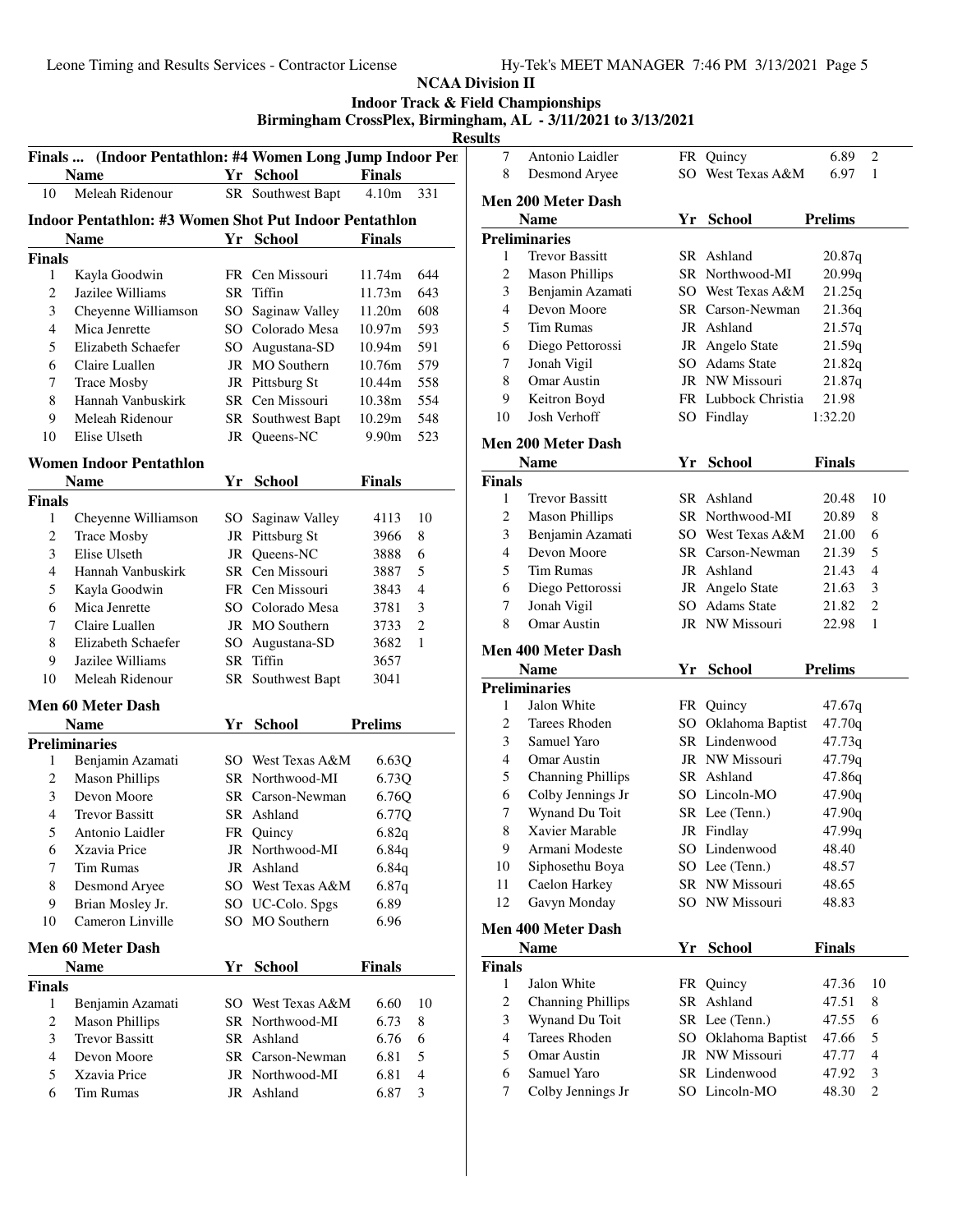# NCAA Division II

## Indoor Track & Field Championships

### Birmingham CrossPlex, Birmingham, AL - 3/11/2021 to 3/13/2021

**Results**

### Finals ... (Indoor Pentathlon: #4 Women Long Jump Indoor Pentathlon)

| | Name | Yr | School | Finals | |
|---|---|---|---|---|---|
| 10 | Meleah Ridenour | SR | Southwest Bapt | 4.10m | 331 |

### Indoor Pentathlon: #3 Women Shot Put Indoor Pentathlon

| | Name | Yr | School | Finals | |
|---|---|---|---|---|---|
| **Finals** | | | | | |
| 1 | Kayla Goodwin | FR | Cen Missouri | 11.74m | 644 |
| 2 | Jazilee Williams | SR | Tiffin | 11.73m | 643 |
| 3 | Cheyenne Williamson | SO | Saginaw Valley | 11.20m | 608 |
| 4 | Mica Jenrette | SO | Colorado Mesa | 10.97m | 593 |
| 5 | Elizabeth Schaefer | SO | Augustana-SD | 10.94m | 591 |
| 6 | Claire Luallen | JR | MO Southern | 10.76m | 579 |
| 7 | Trace Mosby | JR | Pittsburg St | 10.44m | 558 |
| 8 | Hannah Vanbuskirk | SR | Cen Missouri | 10.38m | 554 |
| 9 | Meleah Ridenour | SR | Southwest Bapt | 10.29m | 548 |
| 10 | Elise Ulseth | JR | Queens-NC | 9.90m | 523 |

### Women Indoor Pentathlon

| | Name | Yr | School | Finals | |
|---|---|---|---|---|---|
| **Finals** | | | | | |
| 1 | Cheyenne Williamson | SO | Saginaw Valley | 4113 | 10 |
| 2 | Trace Mosby | JR | Pittsburg St | 3966 | 8 |
| 3 | Elise Ulseth | JR | Queens-NC | 3888 | 6 |
| 4 | Hannah Vanbuskirk | SR | Cen Missouri | 3887 | 5 |
| 5 | Kayla Goodwin | FR | Cen Missouri | 3843 | 4 |
| 6 | Mica Jenrette | SO | Colorado Mesa | 3781 | 3 |
| 7 | Claire Luallen | JR | MO Southern | 3733 | 2 |
| 8 | Elizabeth Schaefer | SO | Augustana-SD | 3682 | 1 |
| 9 | Jazilee Williams | SR | Tiffin | 3657 | |
| 10 | Meleah Ridenour | SR | Southwest Bapt | 3041 | |

### Men 60 Meter Dash

| | Name | Yr | School | Prelims |
|---|---|---|---|---|
| **Preliminaries** | | | | |
| 1 | Benjamin Azamati | SO | West Texas A&M | 6.63Q |
| 2 | Mason Phillips | SR | Northwood-MI | 6.73Q |
| 3 | Devon Moore | SR | Carson-Newman | 6.76Q |
| 4 | Trevor Bassitt | SR | Ashland | 6.77Q |
| 5 | Antonio Laidler | FR | Quincy | 6.82q |
| 6 | Xzavia Price | JR | Northwood-MI | 6.84q |
| 7 | Tim Rumas | JR | Ashland | 6.84q |
| 8 | Desmond Aryee | SO | West Texas A&M | 6.87q |
| 9 | Brian Mosley Jr. | SO | UC-Colo. Spgs | 6.89 |
| 10 | Cameron Linville | SO | MO Southern | 6.96 |

### Men 60 Meter Dash

| | Name | Yr | School | Finals | |
|---|---|---|---|---|---|
| **Finals** | | | | | |
| 1 | Benjamin Azamati | SO | West Texas A&M | 6.60 | 10 |
| 2 | Mason Phillips | SR | Northwood-MI | 6.73 | 8 |
| 3 | Trevor Bassitt | SR | Ashland | 6.76 | 6 |
| 4 | Devon Moore | SR | Carson-Newman | 6.81 | 5 |
| 5 | Xzavia Price | JR | Northwood-MI | 6.81 | 4 |
| 6 | Tim Rumas | JR | Ashland | 6.87 | 3 |
| 7 | Antonio Laidler | FR | Quincy | 6.89 | 2 |
| 8 | Desmond Aryee | SO | West Texas A&M | 6.97 | 1 |

### Men 200 Meter Dash

| | Name | Yr | School | Prelims |
|---|---|---|---|---|
| **Preliminaries** | | | | |
| 1 | Trevor Bassitt | SR | Ashland | 20.87q |
| 2 | Mason Phillips | SR | Northwood-MI | 20.99q |
| 3 | Benjamin Azamati | SO | West Texas A&M | 21.25q |
| 4 | Devon Moore | SR | Carson-Newman | 21.36q |
| 5 | Tim Rumas | JR | Ashland | 21.57q |
| 6 | Diego Pettorossi | JR | Angelo State | 21.59q |
| 7 | Jonah Vigil | SO | Adams State | 21.82q |
| 8 | Omar Austin | JR | NW Missouri | 21.87q |
| 9 | Keitron Boyd | FR | Lubbock Christia | 21.98 |
| 10 | Josh Verhoff | SO | Findlay | 1:32.20 |

### Men 200 Meter Dash

| | Name | Yr | School | Finals | |
|---|---|---|---|---|---|
| **Finals** | | | | | |
| 1 | Trevor Bassitt | SR | Ashland | 20.48 | 10 |
| 2 | Mason Phillips | SR | Northwood-MI | 20.89 | 8 |
| 3 | Benjamin Azamati | SO | West Texas A&M | 21.00 | 6 |
| 4 | Devon Moore | SR | Carson-Newman | 21.39 | 5 |
| 5 | Tim Rumas | JR | Ashland | 21.43 | 4 |
| 6 | Diego Pettorossi | JR | Angelo State | 21.63 | 3 |
| 7 | Jonah Vigil | SO | Adams State | 21.82 | 2 |
| 8 | Omar Austin | JR | NW Missouri | 22.98 | 1 |

### Men 400 Meter Dash

| | Name | Yr | School | Prelims |
|---|---|---|---|---|
| **Preliminaries** | | | | |
| 1 | Jalon White | FR | Quincy | 47.67q |
| 2 | Tarees Rhoden | SO | Oklahoma Baptist | 47.70q |
| 3 | Samuel Yaro | SR | Lindenwood | 47.73q |
| 4 | Omar Austin | JR | NW Missouri | 47.79q |
| 5 | Channing Phillips | SR | Ashland | 47.86q |
| 6 | Colby Jennings Jr | SO | Lincoln-MO | 47.90q |
| 7 | Wynand Du Toit | SR | Lee (Tenn.) | 47.90q |
| 8 | Xavier Marable | JR | Findlay | 47.99q |
| 9 | Armani Modeste | SO | Lindenwood | 48.40 |
| 10 | Siphosethu Boya | SO | Lee (Tenn.) | 48.57 |
| 11 | Caelon Harkey | SR | NW Missouri | 48.65 |
| 12 | Gavyn Monday | SO | NW Missouri | 48.83 |

### Men 400 Meter Dash

| | Name | Yr | School | Finals | |
|---|---|---|---|---|---|
| **Finals** | | | | | |
| 1 | Jalon White | FR | Quincy | 47.36 | 10 |
| 2 | Channing Phillips | SR | Ashland | 47.51 | 8 |
| 3 | Wynand Du Toit | SR | Lee (Tenn.) | 47.55 | 6 |
| 4 | Tarees Rhoden | SO | Oklahoma Baptist | 47.66 | 5 |
| 5 | Omar Austin | JR | NW Missouri | 47.77 | 4 |
| 6 | Samuel Yaro | SR | Lindenwood | 47.92 | 3 |
| 7 | Colby Jennings Jr | SO | Lincoln-MO | 48.30 | 2 |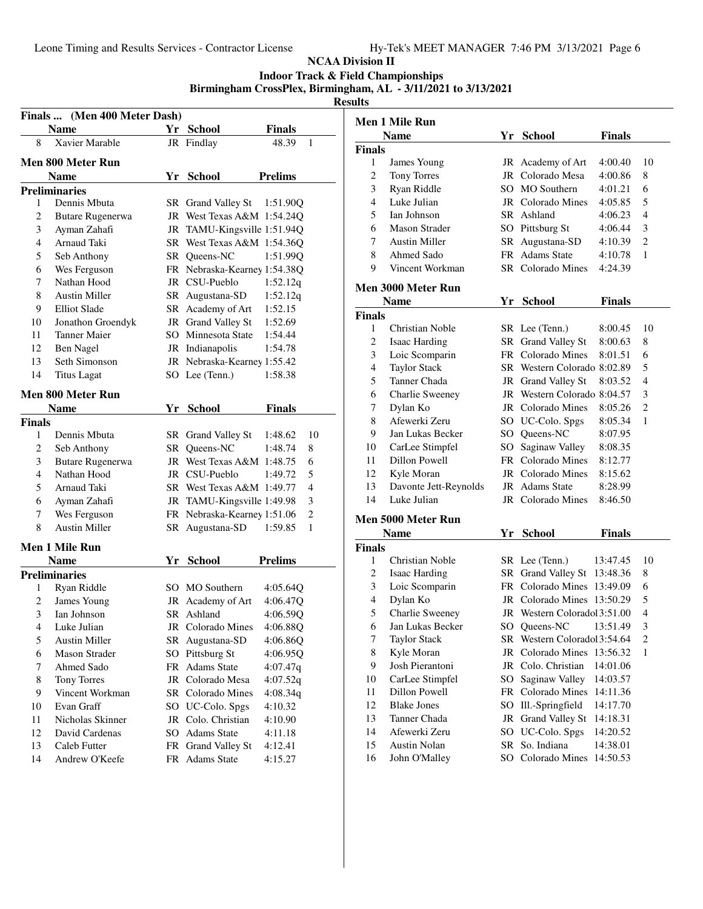**NCAA Division II**

**Indoor Track & Field Championships**

**Birmingham CrossPlex, Birmingham, AL - 3/11/2021 to 3/13/2021**

**Results**

## Finals ... (Men 400 Meter Dash)

| | Name | Yr | School | Finals | |
|---|---|---|---|---|---|
| 8 | Xavier Marable | JR | Findlay | 48.39 | 1 |

## Men 800 Meter Run

**Preliminaries**

| | Name | Yr | School | Prelims |
|---|---|---|---|---|
| 1 | Dennis Mbuta | SR | Grand Valley St | 1:51.90Q |
| 2 | Butare Rugenerwa | JR | West Texas A&M | 1:54.24Q |
| 3 | Ayman Zahafi | JR | TAMU-Kingsville | 1:51.94Q |
| 4 | Arnaud Taki | SR | West Texas A&M | 1:54.36Q |
| 5 | Seb Anthony | SR | Queens-NC | 1:51.99Q |
| 6 | Wes Ferguson | FR | Nebraska-Kearney | 1:54.38Q |
| 7 | Nathan Hood | JR | CSU-Pueblo | 1:52.12q |
| 8 | Austin Miller | SR | Augustana-SD | 1:52.12q |
| 9 | Elliot Slade | SR | Academy of Art | 1:52.15 |
| 10 | Jonathon Groendyk | JR | Grand Valley St | 1:52.69 |
| 11 | Tanner Maier | SO | Minnesota State | 1:54.44 |
| 12 | Ben Nagel | JR | Indianapolis | 1:54.78 |
| 13 | Seth Simonson | JR | Nebraska-Kearney | 1:55.42 |
| 14 | Titus Lagat | SO | Lee (Tenn.) | 1:58.38 |

## Men 800 Meter Run

**Finals**

| | Name | Yr | School | Finals | |
|---|---|---|---|---|---|
| 1 | Dennis Mbuta | SR | Grand Valley St | 1:48.62 | 10 |
| 2 | Seb Anthony | SR | Queens-NC | 1:48.74 | 8 |
| 3 | Butare Rugenerwa | JR | West Texas A&M | 1:48.75 | 6 |
| 4 | Nathan Hood | JR | CSU-Pueblo | 1:49.72 | 5 |
| 5 | Arnaud Taki | SR | West Texas A&M | 1:49.77 | 4 |
| 6 | Ayman Zahafi | JR | TAMU-Kingsville | 1:49.98 | 3 |
| 7 | Wes Ferguson | FR | Nebraska-Kearney | 1:51.06 | 2 |
| 8 | Austin Miller | SR | Augustana-SD | 1:59.85 | 1 |

## Men 1 Mile Run

**Preliminaries**

| | Name | Yr | School | Prelims |
|---|---|---|---|---|
| 1 | Ryan Riddle | SO | MO Southern | 4:05.64Q |
| 2 | James Young | JR | Academy of Art | 4:06.47Q |
| 3 | Ian Johnson | SR | Ashland | 4:06.59Q |
| 4 | Luke Julian | JR | Colorado Mines | 4:06.88Q |
| 5 | Austin Miller | SR | Augustana-SD | 4:06.86Q |
| 6 | Mason Strader | SO | Pittsburg St | 4:06.95Q |
| 7 | Ahmed Sado | FR | Adams State | 4:07.47q |
| 8 | Tony Torres | JR | Colorado Mesa | 4:07.52q |
| 9 | Vincent Workman | SR | Colorado Mines | 4:08.34q |
| 10 | Evan Graff | SO | UC-Colo. Spgs | 4:10.32 |
| 11 | Nicholas Skinner | JR | Colo. Christian | 4:10.90 |
| 12 | David Cardenas | SO | Adams State | 4:11.18 |
| 13 | Caleb Futter | FR | Grand Valley St | 4:12.41 |
| 14 | Andrew O'Keefe | FR | Adams State | 4:15.27 |

## Men 1 Mile Run

**Finals**

| | Name | Yr | School | Finals | |
|---|---|---|---|---|---|
| 1 | James Young | JR | Academy of Art | 4:00.40 | 10 |
| 2 | Tony Torres | JR | Colorado Mesa | 4:00.86 | 8 |
| 3 | Ryan Riddle | SO | MO Southern | 4:01.21 | 6 |
| 4 | Luke Julian | JR | Colorado Mines | 4:05.85 | 5 |
| 5 | Ian Johnson | SR | Ashland | 4:06.23 | 4 |
| 6 | Mason Strader | SO | Pittsburg St | 4:06.44 | 3 |
| 7 | Austin Miller | SR | Augustana-SD | 4:10.39 | 2 |
| 8 | Ahmed Sado | FR | Adams State | 4:10.78 | 1 |
| 9 | Vincent Workman | SR | Colorado Mines | 4:24.39 | |

## Men 3000 Meter Run

**Finals**

| | Name | Yr | School | Finals | |
|---|---|---|---|---|---|
| 1 | Christian Noble | SR | Lee (Tenn.) | 8:00.45 | 10 |
| 2 | Isaac Harding | SR | Grand Valley St | 8:00.63 | 8 |
| 3 | Loic Scomparin | FR | Colorado Mines | 8:01.51 | 6 |
| 4 | Taylor Stack | SR | Western Colorado | 8:02.89 | 5 |
| 5 | Tanner Chada | JR | Grand Valley St | 8:03.52 | 4 |
| 6 | Charlie Sweeney | JR | Western Colorado | 8:04.57 | 3 |
| 7 | Dylan Ko | JR | Colorado Mines | 8:05.26 | 2 |
| 8 | Afewerki Zeru | SO | UC-Colo. Spgs | 8:05.34 | 1 |
| 9 | Jan Lukas Becker | SO | Queens-NC | 8:07.95 | |
| 10 | CarLee Stimpfel | SO | Saginaw Valley | 8:08.35 | |
| 11 | Dillon Powell | FR | Colorado Mines | 8:12.77 | |
| 12 | Kyle Moran | JR | Colorado Mines | 8:15.62 | |
| 13 | Davonte Jett-Reynolds | JR | Adams State | 8:28.99 | |
| 14 | Luke Julian | JR | Colorado Mines | 8:46.50 | |

## Men 5000 Meter Run

**Finals**

| | Name | Yr | School | Finals | |
|---|---|---|---|---|---|
| 1 | Christian Noble | SR | Lee (Tenn.) | 13:47.45 | 10 |
| 2 | Isaac Harding | SR | Grand Valley St | 13:48.36 | 8 |
| 3 | Loic Scomparin | FR | Colorado Mines | 13:49.09 | 6 |
| 4 | Dylan Ko | JR | Colorado Mines | 13:50.29 | 5 |
| 5 | Charlie Sweeney | JR | Western Colorado | 13:51.00 | 4 |
| 6 | Jan Lukas Becker | SO | Queens-NC | 13:51.49 | 3 |
| 7 | Taylor Stack | SR | Western Colorado | 13:54.64 | 2 |
| 8 | Kyle Moran | JR | Colorado Mines | 13:56.32 | 1 |
| 9 | Josh Pierantoni | JR | Colo. Christian | 14:01.06 | |
| 10 | CarLee Stimpfel | SO | Saginaw Valley | 14:03.57 | |
| 11 | Dillon Powell | FR | Colorado Mines | 14:11.36 | |
| 12 | Blake Jones | SO | Ill.-Springfield | 14:17.70 | |
| 13 | Tanner Chada | JR | Grand Valley St | 14:18.31 | |
| 14 | Afewerki Zeru | SO | UC-Colo. Spgs | 14:20.52 | |
| 15 | Austin Nolan | SR | So. Indiana | 14:38.01 | |
| 16 | John O'Malley | SO | Colorado Mines | 14:50.53 | |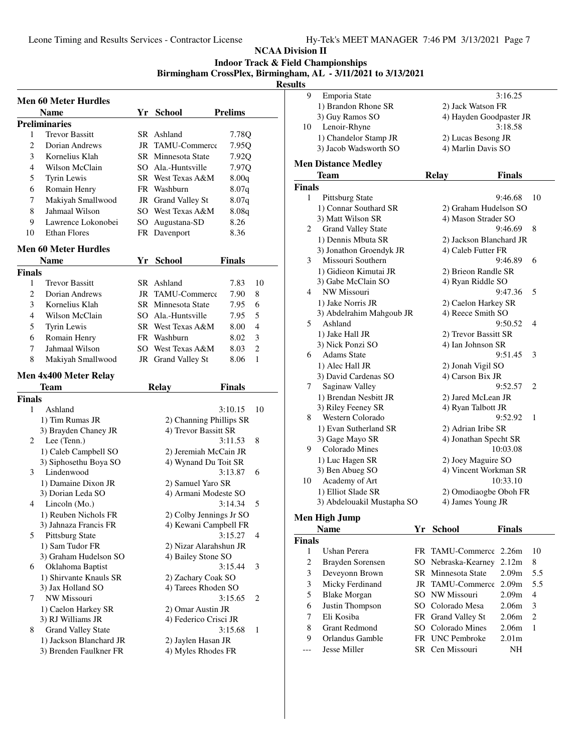# NCAA Division II

## Indoor Track & Field Championships

### Birmingham CrossPlex, Birmingham, AL - 3/11/2021 to 3/13/2021

### Results

### Men 60 Meter Hurdles

| | Name | Yr | School | Prelims |
|---|---|---|---|---|
| **Preliminaries** | | | | |
| 1 | Trevor Bassitt | SR | Ashland | 7.78Q |
| 2 | Dorian Andrews | JR | TAMU-Commerce | 7.95Q |
| 3 | Kornelius Klah | SR | Minnesota State | 7.92Q |
| 4 | Wilson McClain | SO | Ala.-Huntsville | 7.97Q |
| 5 | Tyrin Lewis | SR | West Texas A&M | 8.00q |
| 6 | Romain Henry | FR | Washburn | 8.07q |
| 7 | Makiyah Smallwood | JR | Grand Valley St | 8.07q |
| 8 | Jahmaal Wilson | SO | West Texas A&M | 8.08q |
| 9 | Lawrence Lokonobei | SO | Augustana-SD | 8.26 |
| 10 | Ethan Flores | FR | Davenport | 8.36 |

### Men 60 Meter Hurdles

| | Name | Yr | School | Finals | |
|---|---|---|---|---|---|
| **Finals** | | | | | |
| 1 | Trevor Bassitt | SR | Ashland | 7.83 | 10 |
| 2 | Dorian Andrews | JR | TAMU-Commerce | 7.90 | 8 |
| 3 | Kornelius Klah | SR | Minnesota State | 7.95 | 6 |
| 4 | Wilson McClain | SO | Ala.-Huntsville | 7.95 | 5 |
| 5 | Tyrin Lewis | SR | West Texas A&M | 8.00 | 4 |
| 6 | Romain Henry | FR | Washburn | 8.02 | 3 |
| 7 | Jahmaal Wilson | SO | West Texas A&M | 8.03 | 2 |
| 8 | Makiyah Smallwood | JR | Grand Valley St | 8.06 | 1 |

### Men 4x400 Meter Relay

| | Team | Relay | Finals | |
|---|---|---|---|---|
| **Finals** | | | | |
| 1 | Ashland | | 3:10.15 | 10 |
| | 1) Tim Rumas JR | 2) Channing Phillips SR | | |
| | 3) Brayden Chaney JR | 4) Trevor Bassitt SR | | |
| 2 | Lee (Tenn.) | | 3:11.53 | 8 |
| | 1) Caleb Campbell SO | 2) Jeremiah McCain JR | | |
| | 3) Siphosethu Boya SO | 4) Wynand Du Toit SR | | |
| 3 | Lindenwood | | 3:13.87 | 6 |
| | 1) Damaine Dixon JR | 2) Samuel Yaro SR | | |
| | 3) Dorian Leda SO | 4) Armani Modeste SO | | |
| 4 | Lincoln (Mo.) | | 3:14.34 | 5 |
| | 1) Reuben Nichols FR | 2) Colby Jennings Jr SO | | |
| | 3) Jahnaza Francis FR | 4) Kewani Campbell FR | | |
| 5 | Pittsburg State | | 3:15.27 | 4 |
| | 1) Sam Tudor FR | 2) Nizar Alarahshun JR | | |
| | 3) Graham Hudelson SO | 4) Bailey Stone SO | | |
| 6 | Oklahoma Baptist | | 3:15.44 | 3 |
| | 1) Shirvante Knauls SR | 2) Zachary Coak SO | | |
| | 3) Jax Holland SO | 4) Tarees Rhoden SO | | |
| 7 | NW Missouri | | 3:15.65 | 2 |
| | 1) Caelon Harkey SR | 2) Omar Austin JR | | |
| | 3) RJ Williams JR | 4) Federico Crisci JR | | |
| 8 | Grand Valley State | | 3:15.68 | 1 |
| | 1) Jackson Blanchard JR | 2) Jaylen Hasan JR | | |
| | 3) Brenden Faulkner FR | 4) Myles Rhodes FR | | |
| 9 | Emporia State | | 3:16.25 | |
| | 1) Brandon Rhone SR | 2) Jack Watson FR | | |
| | 3) Guy Ramos SO | 4) Hayden Goodpaster JR | | |
| 10 | Lenoir-Rhyne | | 3:18.58 | |
| | 1) Chandelor Stamp JR | 2) Lucas Besong JR | | |
| | 3) Jacob Wadsworth SO | 4) Marlin Davis SO | | |

### Men Distance Medley

| | Team | Relay | Finals | |
|---|---|---|---|---|
| **Finals** | | | | |
| 1 | Pittsburg State | | 9:46.68 | 10 |
| | 1) Connar Southard SR | 2) Graham Hudelson SO | | |
| | 3) Matt Wilson SR | 4) Mason Strader SO | | |
| 2 | Grand Valley State | | 9:46.69 | 8 |
| | 1) Dennis Mbuta SR | 2) Jackson Blanchard JR | | |
| | 3) Jonathon Groendyk JR | 4) Caleb Futter FR | | |
| 3 | Missouri Southern | | 9:46.89 | 6 |
| | 1) Gidieon Kimutai JR | 2) Brieon Randle SR | | |
| | 3) Gabe McClain SO | 4) Ryan Riddle SO | | |
| 4 | NW Missouri | | 9:47.36 | 5 |
| | 1) Jake Norris JR | 2) Caelon Harkey SR | | |
| | 3) Abdelrahim Mahgoub JR | 4) Reece Smith SO | | |
| 5 | Ashland | | 9:50.52 | 4 |
| | 1) Jake Hall JR | 2) Trevor Bassitt SR | | |
| | 3) Nick Ponzi SO | 4) Ian Johnson SR | | |
| 6 | Adams State | | 9:51.45 | 3 |
| | 1) Alec Hall JR | 2) Jonah Vigil SO | | |
| | 3) David Cardenas SO | 4) Carson Bix JR | | |
| 7 | Saginaw Valley | | 9:52.57 | 2 |
| | 1) Brendan Nesbitt JR | 2) Jared McLean JR | | |
| | 3) Riley Feeney SR | 4) Ryan Talbott JR | | |
| 8 | Western Colorado | | 9:52.92 | 1 |
| | 1) Evan Sutherland SR | 2) Adrian Iribe SR | | |
| | 3) Gage Mayo SR | 4) Jonathan Specht SR | | |
| 9 | Colorado Mines | | 10:03.08 | |
| | 1) Luc Hagen SR | 2) Joey Maguire SO | | |
| | 3) Ben Abueg SO | 4) Vincent Workman SR | | |
| 10 | Academy of Art | | 10:33.10 | |
| | 1) Elliot Slade SR | 2) Omodiaogbe Oboh FR | | |
| | 3) Abdelouakil Mustapha SO | 4) James Young JR | | |

### Men High Jump

| | Name | Yr | School | Finals | |
|---|---|---|---|---|---|
| **Finals** | | | | | |
| 1 | Ushan Perera | FR | TAMU-Commerce | 2.26m | 10 |
| 2 | Brayden Sorensen | SO | Nebraska-Kearney | 2.12m | 8 |
| 3 | Deveyonn Brown | SR | Minnesota State | 2.09m | 5.5 |
| 3 | Micky Ferdinand | JR | TAMU-Commerce | 2.09m | 5.5 |
| 5 | Blake Morgan | SO | NW Missouri | 2.09m | 4 |
| 6 | Justin Thompson | SO | Colorado Mesa | 2.06m | 3 |
| 7 | Eli Kosiba | FR | Grand Valley St | 2.06m | 2 |
| 8 | Grant Redmond | SO | Colorado Mines | 2.06m | 1 |
| 9 | Orlandus Gamble | FR | UNC Pembroke | 2.01m | |
| --- | Jesse Miller | SR | Cen Missouri | NH | |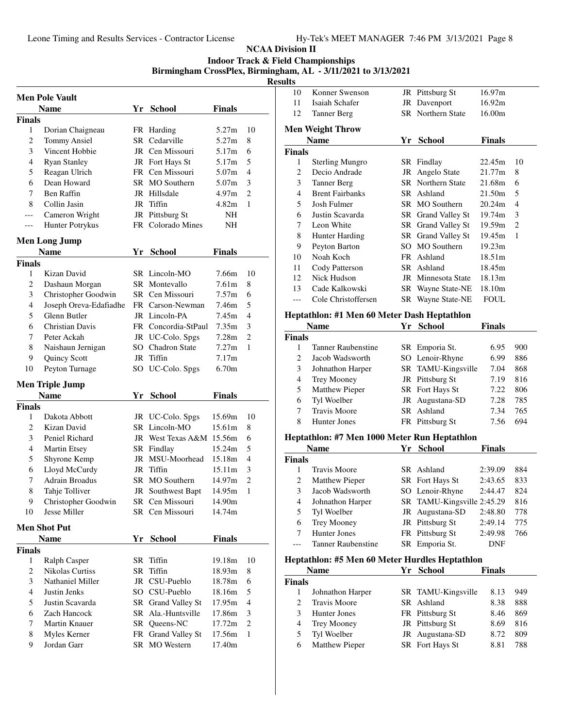# NCAA Division II

## Indoor Track & Field Championships

### Birmingham CrossPlex, Birmingham, AL - 3/11/2021 to 3/13/2021

### Results

### Men Pole Vault

| | Name | Yr | School | Finals | |
|---|---|---|---|---|---|
| **Finals** | | | | | |
| 1 | Dorian Chaigneau | FR | Harding | 5.27m | 10 |
| 2 | Tommy Ansiel | SR | Cedarville | 5.27m | 8 |
| 3 | Vincent Hobbie | JR | Cen Missouri | 5.17m | 6 |
| 4 | Ryan Stanley | JR | Fort Hays St | 5.17m | 5 |
| 5 | Reagan Ulrich | FR | Cen Missouri | 5.07m | 4 |
| 6 | Dean Howard | SR | MO Southern | 5.07m | 3 |
| 7 | Ben Raffin | JR | Hillsdale | 4.97m | 2 |
| 8 | Collin Jasin | JR | Tiffin | 4.82m | 1 |
| --- | Cameron Wright | JR | Pittsburg St | NH | |
| --- | Hunter Potrykus | FR | Colorado Mines | NH | |

### Men Long Jump

| | Name | Yr | School | Finals | |
|---|---|---|---|---|---|
| **Finals** | | | | | |
| 1 | Kizan David | SR | Lincoln-MO | 7.66m | 10 |
| 2 | Dashaun Morgan | SR | Montevallo | 7.61m | 8 |
| 3 | Christopher Goodwin | SR | Cen Missouri | 7.57m | 6 |
| 4 | Joseph Oreva-Edafiadhe | FR | Carson-Newman | 7.46m | 5 |
| 5 | Glenn Butler | JR | Lincoln-PA | 7.45m | 4 |
| 6 | Christian Davis | FR | Concordia-StPaul | 7.35m | 3 |
| 7 | Peter Ackah | JR | UC-Colo. Spgs | 7.28m | 2 |
| 8 | Naishaun Jernigan | SO | Chadron State | 7.27m | 1 |
| 9 | Quincy Scott | JR | Tiffin | 7.17m | |
| 10 | Peyton Turnage | SO | UC-Colo. Spgs | 6.70m | |

### Men Triple Jump

| | Name | Yr | School | Finals | |
|---|---|---|---|---|---|
| **Finals** | | | | | |
| 1 | Dakota Abbott | JR | UC-Colo. Spgs | 15.69m | 10 |
| 2 | Kizan David | SR | Lincoln-MO | 15.61m | 8 |
| 3 | Peniel Richard | JR | West Texas A&M | 15.56m | 6 |
| 4 | Martin Etsey | SR | Findlay | 15.24m | 5 |
| 5 | Shyrone Kemp | JR | MSU-Moorhead | 15.18m | 4 |
| 6 | Lloyd McCurdy | JR | Tiffin | 15.11m | 3 |
| 7 | Adrain Broadus | SR | MO Southern | 14.97m | 2 |
| 8 | Tahje Tolliver | JR | Southwest Bapt | 14.95m | 1 |
| 9 | Christopher Goodwin | SR | Cen Missouri | 14.90m | |
| 10 | Jesse Miller | SR | Cen Missouri | 14.74m | |

### Men Shot Put

| | Name | Yr | School | Finals | |
|---|---|---|---|---|---|
| **Finals** | | | | | |
| 1 | Ralph Casper | SR | Tiffin | 19.18m | 10 |
| 2 | Nikolas Curtiss | SR | Tiffin | 18.93m | 8 |
| 3 | Nathaniel Miller | JR | CSU-Pueblo | 18.78m | 6 |
| 4 | Justin Jenks | SO | CSU-Pueblo | 18.16m | 5 |
| 5 | Justin Scavarda | SR | Grand Valley St | 17.95m | 4 |
| 6 | Zach Hancock | SR | Ala.-Huntsville | 17.86m | 3 |
| 7 | Martin Knauer | SR | Queens-NC | 17.72m | 2 |
| 8 | Myles Kerner | FR | Grand Valley St | 17.56m | 1 |
| 9 | Jordan Garr | SR | MO Western | 17.40m | |
| 10 | Konner Swenson | JR | Pittsburg St | 16.97m | |
| 11 | Isaiah Schafer | JR | Davenport | 16.92m | |
| 12 | Tanner Berg | SR | Northern State | 16.00m | |

### Men Weight Throw

| | Name | Yr | School | Finals | |
|---|---|---|---|---|---|
| **Finals** | | | | | |
| 1 | Sterling Mungro | SR | Findlay | 22.45m | 10 |
| 2 | Decio Andrade | JR | Angelo State | 21.77m | 8 |
| 3 | Tanner Berg | SR | Northern State | 21.68m | 6 |
| 4 | Brent Fairbanks | SR | Ashland | 21.50m | 5 |
| 5 | Josh Fulmer | SR | MO Southern | 20.24m | 4 |
| 6 | Justin Scavarda | SR | Grand Valley St | 19.74m | 3 |
| 7 | Leon White | SR | Grand Valley St | 19.59m | 2 |
| 8 | Hunter Harding | SR | Grand Valley St | 19.45m | 1 |
| 9 | Peyton Barton | SO | MO Southern | 19.23m | |
| 10 | Noah Koch | FR | Ashland | 18.51m | |
| 11 | Cody Patterson | SR | Ashland | 18.45m | |
| 12 | Nick Hudson | JR | Minnesota State | 18.13m | |
| 13 | Cade Kalkowski | SR | Wayne State-NE | 18.10m | |
| --- | Cole Christoffersen | SR | Wayne State-NE | FOUL | |

### Heptathlon: #1 Men 60 Meter Dash Heptathlon

| | Name | Yr | School | Finals | |
|---|---|---|---|---|---|
| **Finals** | | | | | |
| 1 | Tanner Raubenstine | SR | Emporia St. | 6.95 | 900 |
| 2 | Jacob Wadsworth | SO | Lenoir-Rhyne | 6.99 | 886 |
| 3 | Johnathon Harper | SR | TAMU-Kingsville | 7.04 | 868 |
| 4 | Trey Mooney | JR | Pittsburg St | 7.19 | 816 |
| 5 | Matthew Pieper | SR | Fort Hays St | 7.22 | 806 |
| 6 | Tyl Woelber | JR | Augustana-SD | 7.28 | 785 |
| 7 | Travis Moore | SR | Ashland | 7.34 | 765 |
| 8 | Hunter Jones | FR | Pittsburg St | 7.56 | 694 |

### Heptathlon: #7 Men 1000 Meter Run Heptathlon

| | Name | Yr | School | Finals | |
|---|---|---|---|---|---|
| **Finals** | | | | | |
| 1 | Travis Moore | SR | Ashland | 2:39.09 | 884 |
| 2 | Matthew Pieper | SR | Fort Hays St | 2:43.65 | 833 |
| 3 | Jacob Wadsworth | SO | Lenoir-Rhyne | 2:44.47 | 824 |
| 4 | Johnathon Harper | SR | TAMU-Kingsville | 2:45.29 | 816 |
| 5 | Tyl Woelber | JR | Augustana-SD | 2:48.80 | 778 |
| 6 | Trey Mooney | JR | Pittsburg St | 2:49.14 | 775 |
| 7 | Hunter Jones | FR | Pittsburg St | 2:49.98 | 766 |
| --- | Tanner Raubenstine | SR | Emporia St. | DNF | |

### Heptathlon: #5 Men 60 Meter Hurdles Heptathlon

| | Name | Yr | School | Finals | |
|---|---|---|---|---|---|
| **Finals** | | | | | |
| 1 | Johnathon Harper | SR | TAMU-Kingsville | 8.13 | 949 |
| 2 | Travis Moore | SR | Ashland | 8.38 | 888 |
| 3 | Hunter Jones | FR | Pittsburg St | 8.46 | 869 |
| 4 | Trey Mooney | JR | Pittsburg St | 8.69 | 816 |
| 5 | Tyl Woelber | JR | Augustana-SD | 8.72 | 809 |
| 6 | Matthew Pieper | SR | Fort Hays St | 8.81 | 788 |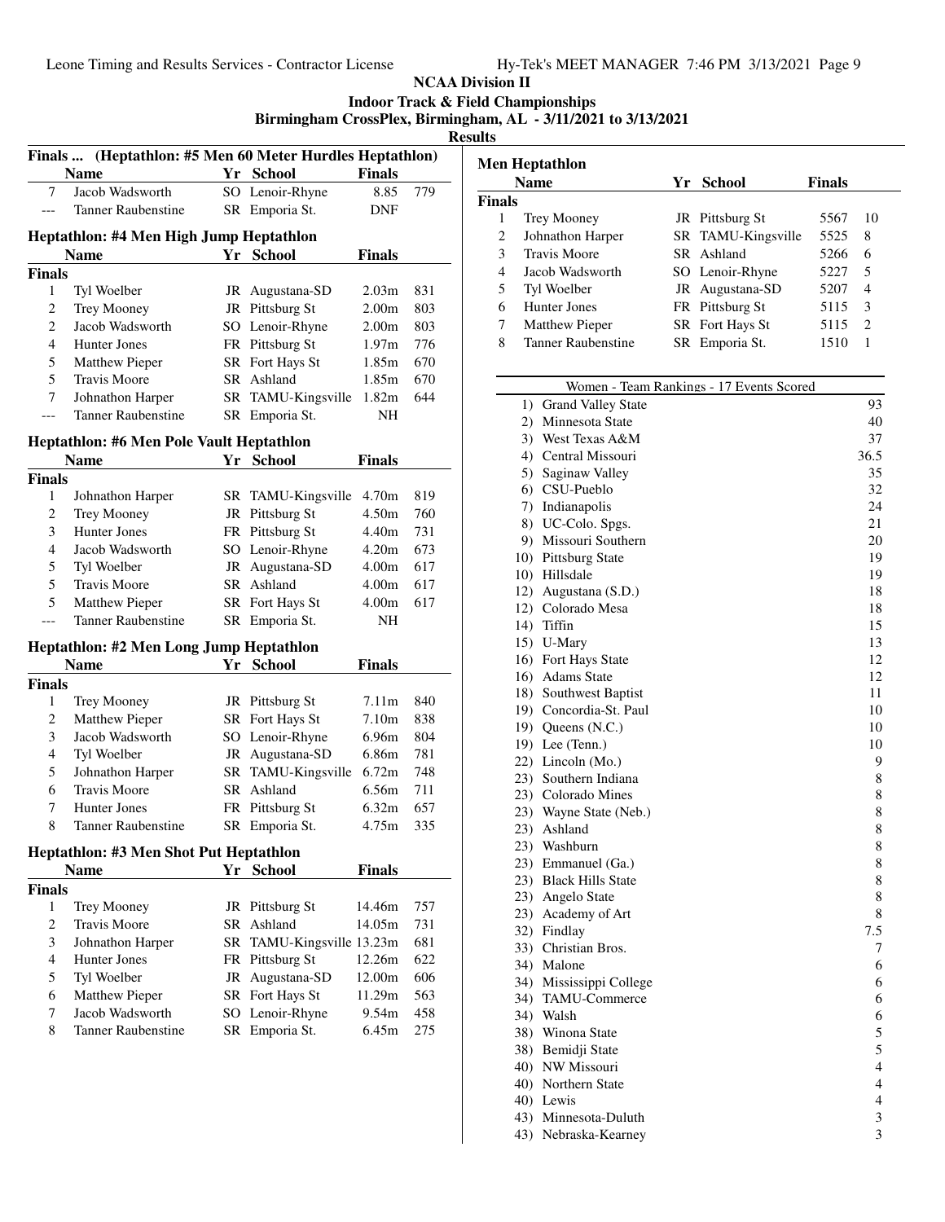**NCAA Division II**

**Indoor Track & Field Championships**

**Birmingham CrossPlex, Birmingham, AL - 3/11/2021 to 3/13/2021**

**Results**

### Finals ... (Heptathlon: #5 Men 60 Meter Hurdles Heptathlon)

| | Name | Yr | School | Finals | |
|---|---|---|---|---|---|
| 7 | Jacob Wadsworth | SO | Lenoir-Rhyne | 8.85 | 779 |
| --- | Tanner Raubenstine | SR | Emporia St. | DNF | |

### Heptathlon: #4 Men High Jump Heptathlon

| | Name | Yr | School | Finals | |
|---|---|---|---|---|---|
| **Finals** | | | | | |
| 1 | Tyl Woelber | JR | Augustana-SD | 2.03m | 831 |
| 2 | Trey Mooney | JR | Pittsburg St | 2.00m | 803 |
| 2 | Jacob Wadsworth | SO | Lenoir-Rhyne | 2.00m | 803 |
| 4 | Hunter Jones | FR | Pittsburg St | 1.97m | 776 |
| 5 | Matthew Pieper | SR | Fort Hays St | 1.85m | 670 |
| 5 | Travis Moore | SR | Ashland | 1.85m | 670 |
| 7 | Johnathon Harper | SR | TAMU-Kingsville | 1.82m | 644 |
| --- | Tanner Raubenstine | SR | Emporia St. | NH | |

### Heptathlon: #6 Men Pole Vault Heptathlon

| | Name | Yr | School | Finals | |
|---|---|---|---|---|---|
| **Finals** | | | | | |
| 1 | Johnathon Harper | SR | TAMU-Kingsville | 4.70m | 819 |
| 2 | Trey Mooney | JR | Pittsburg St | 4.50m | 760 |
| 3 | Hunter Jones | FR | Pittsburg St | 4.40m | 731 |
| 4 | Jacob Wadsworth | SO | Lenoir-Rhyne | 4.20m | 673 |
| 5 | Tyl Woelber | JR | Augustana-SD | 4.00m | 617 |
| 5 | Travis Moore | SR | Ashland | 4.00m | 617 |
| 5 | Matthew Pieper | SR | Fort Hays St | 4.00m | 617 |
| --- | Tanner Raubenstine | SR | Emporia St. | NH | |

### Heptathlon: #2 Men Long Jump Heptathlon

| | Name | Yr | School | Finals | |
|---|---|---|---|---|---|
| **Finals** | | | | | |
| 1 | Trey Mooney | JR | Pittsburg St | 7.11m | 840 |
| 2 | Matthew Pieper | SR | Fort Hays St | 7.10m | 838 |
| 3 | Jacob Wadsworth | SO | Lenoir-Rhyne | 6.96m | 804 |
| 4 | Tyl Woelber | JR | Augustana-SD | 6.86m | 781 |
| 5 | Johnathon Harper | SR | TAMU-Kingsville | 6.72m | 748 |
| 6 | Travis Moore | SR | Ashland | 6.56m | 711 |
| 7 | Hunter Jones | FR | Pittsburg St | 6.32m | 657 |
| 8 | Tanner Raubenstine | SR | Emporia St. | 4.75m | 335 |

### Heptathlon: #3 Men Shot Put Heptathlon

| | Name | Yr | School | Finals | |
|---|---|---|---|---|---|
| **Finals** | | | | | |
| 1 | Trey Mooney | JR | Pittsburg St | 14.46m | 757 |
| 2 | Travis Moore | SR | Ashland | 14.05m | 731 |
| 3 | Johnathon Harper | SR | TAMU-Kingsville | 13.23m | 681 |
| 4 | Hunter Jones | FR | Pittsburg St | 12.26m | 622 |
| 5 | Tyl Woelber | JR | Augustana-SD | 12.00m | 606 |
| 6 | Matthew Pieper | SR | Fort Hays St | 11.29m | 563 |
| 7 | Jacob Wadsworth | SO | Lenoir-Rhyne | 9.54m | 458 |
| 8 | Tanner Raubenstine | SR | Emporia St. | 6.45m | 275 |

### Men Heptathlon

| | Name | Yr | School | Finals | |
|---|---|---|---|---|---|
| **Finals** | | | | | |
| 1 | Trey Mooney | JR | Pittsburg St | 5567 | 10 |
| 2 | Johnathon Harper | SR | TAMU-Kingsville | 5525 | 8 |
| 3 | Travis Moore | SR | Ashland | 5266 | 6 |
| 4 | Jacob Wadsworth | SO | Lenoir-Rhyne | 5227 | 5 |
| 5 | Tyl Woelber | JR | Augustana-SD | 5207 | 4 |
| 6 | Hunter Jones | FR | Pittsburg St | 5115 | 3 |
| 7 | Matthew Pieper | SR | Fort Hays St | 5115 | 2 |
| 8 | Tanner Raubenstine | SR | Emporia St. | 1510 | 1 |

### Women - Team Rankings - 17 Events Scored

| Rank | School | Points |
|---|---|---|
| 1) | Grand Valley State | 93 |
| 2) | Minnesota State | 40 |
| 3) | West Texas A&M | 37 |
| 4) | Central Missouri | 36.5 |
| 5) | Saginaw Valley | 35 |
| 6) | CSU-Pueblo | 32 |
| 7) | Indianapolis | 24 |
| 8) | UC-Colo. Spgs. | 21 |
| 9) | Missouri Southern | 20 |
| 10) | Pittsburg State | 19 |
| 10) | Hillsdale | 19 |
| 12) | Augustana (S.D.) | 18 |
| 12) | Colorado Mesa | 18 |
| 14) | Tiffin | 15 |
| 15) | U-Mary | 13 |
| 16) | Fort Hays State | 12 |
| 16) | Adams State | 12 |
| 18) | Southwest Baptist | 11 |
| 19) | Concordia-St. Paul | 10 |
| 19) | Queens (N.C.) | 10 |
| 19) | Lee (Tenn.) | 10 |
| 22) | Lincoln (Mo.) | 9 |
| 23) | Southern Indiana | 8 |
| 23) | Colorado Mines | 8 |
| 23) | Wayne State (Neb.) | 8 |
| 23) | Ashland | 8 |
| 23) | Washburn | 8 |
| 23) | Emmanuel (Ga.) | 8 |
| 23) | Black Hills State | 8 |
| 23) | Angelo State | 8 |
| 23) | Academy of Art | 8 |
| 32) | Findlay | 7.5 |
| 33) | Christian Bros. | 7 |
| 34) | Malone | 6 |
| 34) | Mississippi College | 6 |
| 34) | TAMU-Commerce | 6 |
| 34) | Walsh | 6 |
| 38) | Winona State | 5 |
| 38) | Bemidji State | 5 |
| 40) | NW Missouri | 4 |
| 40) | Northern State | 4 |
| 40) | Lewis | 4 |
| 43) | Minnesota-Duluth | 3 |
| 43) | Nebraska-Kearney | 3 |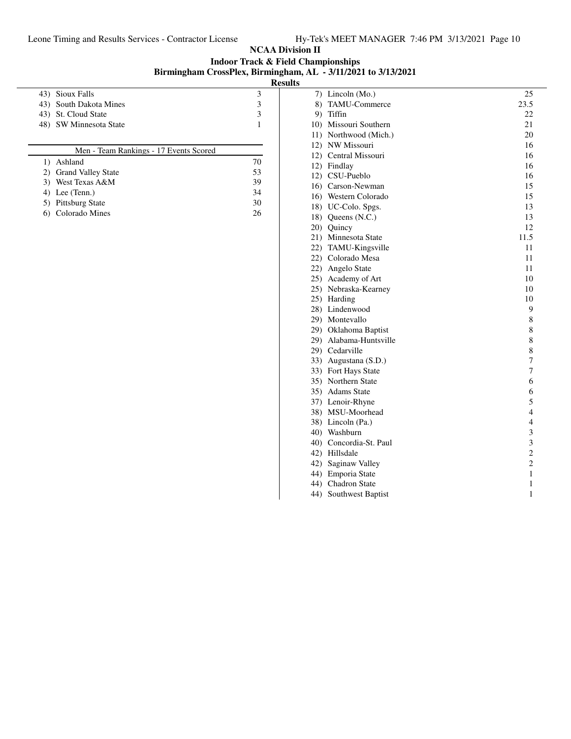**NCAA Division II**

**Indoor Track & Field Championships**

**Birmingham CrossPlex, Birmingham, AL - 3/11/2021 to 3/13/2021**

**Results**

| | | |
|---|---|---|
| 43) | Sioux Falls | 3 |
| 43) | South Dakota Mines | 3 |
| 43) | St. Cloud State | 3 |
| 48) | SW Minnesota State | 1 |

**Men - Team Rankings - 17 Events Scored**

| | | |
|---|---|---|
| 1) | Ashland | 70 |
| 2) | Grand Valley State | 53 |
| 3) | West Texas A&M | 39 |
| 4) | Lee (Tenn.) | 34 |
| 5) | Pittsburg State | 30 |
| 6) | Colorado Mines | 26 |
| 7) | Lincoln (Mo.) | 25 |
| 8) | TAMU-Commerce | 23.5 |
| 9) | Tiffin | 22 |
| 10) | Missouri Southern | 21 |
| 11) | Northwood (Mich.) | 20 |
| 12) | NW Missouri | 16 |
| 12) | Central Missouri | 16 |
| 12) | Findlay | 16 |
| 12) | CSU-Pueblo | 16 |
| 16) | Carson-Newman | 15 |
| 16) | Western Colorado | 15 |
| 18) | UC-Colo. Spgs. | 13 |
| 18) | Queens (N.C.) | 13 |
| 20) | Quincy | 12 |
| 21) | Minnesota State | 11.5 |
| 22) | TAMU-Kingsville | 11 |
| 22) | Colorado Mesa | 11 |
| 22) | Angelo State | 11 |
| 25) | Academy of Art | 10 |
| 25) | Nebraska-Kearney | 10 |
| 25) | Harding | 10 |
| 28) | Lindenwood | 9 |
| 29) | Montevallo | 8 |
| 29) | Oklahoma Baptist | 8 |
| 29) | Alabama-Huntsville | 8 |
| 29) | Cedarville | 8 |
| 33) | Augustana (S.D.) | 7 |
| 33) | Fort Hays State | 7 |
| 35) | Northern State | 6 |
| 35) | Adams State | 6 |
| 37) | Lenoir-Rhyne | 5 |
| 38) | MSU-Moorhead | 4 |
| 38) | Lincoln (Pa.) | 4 |
| 40) | Washburn | 3 |
| 40) | Concordia-St. Paul | 3 |
| 42) | Hillsdale | 2 |
| 42) | Saginaw Valley | 2 |
| 44) | Emporia State | 1 |
| 44) | Chadron State | 1 |
| 44) | Southwest Baptist | 1 |